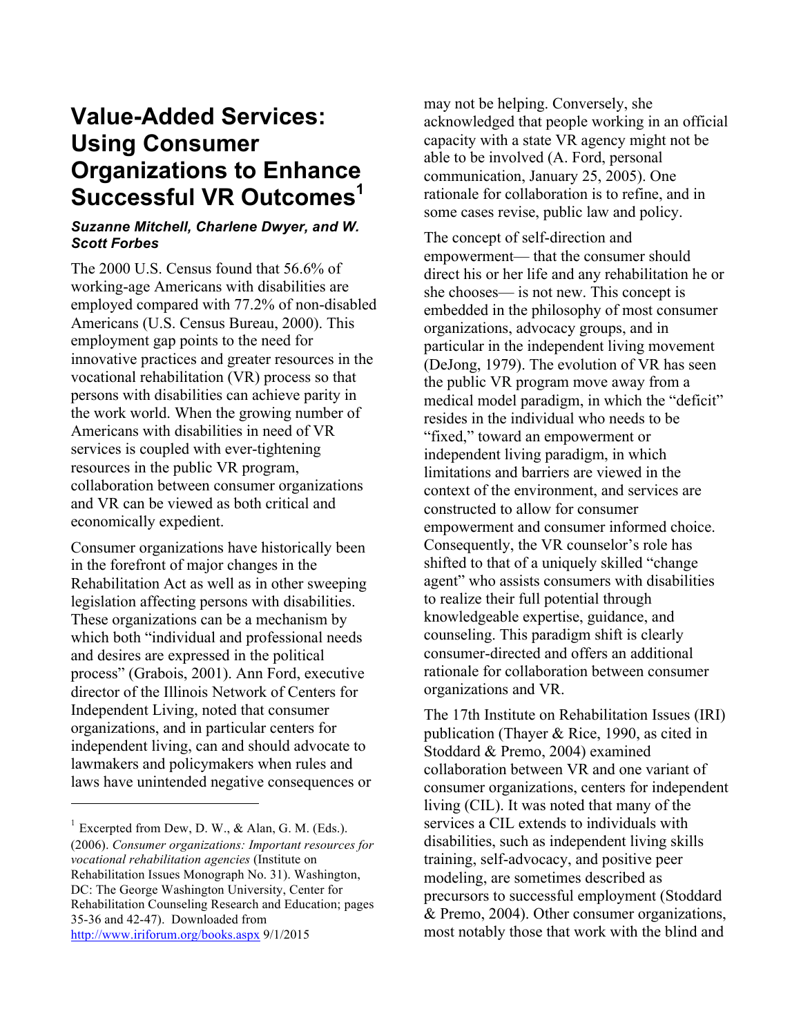# Value-Added Services: Using Consumer Organizations to Enhance Successful VR Outcomes[1]

***Suzanne Mitchell, Charlene Dwyer, and W. Scott Forbes***

The 2000 U.S. Census found that 56.6% of working-age Americans with disabilities are employed compared with 77.2% of non-disabled Americans (U.S. Census Bureau, 2000). This employment gap points to the need for innovative practices and greater resources in the vocational rehabilitation (VR) process so that persons with disabilities can achieve parity in the work world. When the growing number of Americans with disabilities in need of VR services is coupled with ever-tightening resources in the public VR program, collaboration between consumer organizations and VR can be viewed as both critical and economically expedient.

Consumer organizations have historically been in the forefront of major changes in the Rehabilitation Act as well as in other sweeping legislation affecting persons with disabilities. These organizations can be a mechanism by which both "individual and professional needs and desires are expressed in the political process" (Grabois, 2001). Ann Ford, executive director of the Illinois Network of Centers for Independent Living, noted that consumer organizations, and in particular centers for independent living, can and should advocate to lawmakers and policymakers when rules and laws have unintended negative consequences or may not be helping. Conversely, she acknowledged that people working in an official capacity with a state VR agency might not be able to be involved (A. Ford, personal communication, January 25, 2005). One rationale for collaboration is to refine, and in some cases revise, public law and policy.

The concept of self-direction and empowerment— that the consumer should direct his or her life and any rehabilitation he or she chooses— is not new. This concept is embedded in the philosophy of most consumer organizations, advocacy groups, and in particular in the independent living movement (DeJong, 1979). The evolution of VR has seen the public VR program move away from a medical model paradigm, in which the "deficit" resides in the individual who needs to be "fixed," toward an empowerment or independent living paradigm, in which limitations and barriers are viewed in the context of the environment, and services are constructed to allow for consumer empowerment and consumer informed choice. Consequently, the VR counselor's role has shifted to that of a uniquely skilled "change agent" who assists consumers with disabilities to realize their full potential through knowledgeable expertise, guidance, and counseling. This paradigm shift is clearly consumer-directed and offers an additional rationale for collaboration between consumer organizations and VR.

The 17th Institute on Rehabilitation Issues (IRI) publication (Thayer & Rice, 1990, as cited in Stoddard & Premo, 2004) examined collaboration between VR and one variant of consumer organizations, centers for independent living (CIL). It was noted that many of the services a CIL extends to individuals with disabilities, such as independent living skills training, self-advocacy, and positive peer modeling, are sometimes described as precursors to successful employment (Stoddard & Premo, 2004). Other consumer organizations, most notably those that work with the blind and

---

[1] Excerpted from Dew, D. W., & Alan, G. M. (Eds.). (2006). *Consumer organizations: Important resources for vocational rehabilitation agencies* (Institute on Rehabilitation Issues Monograph No. 31). Washington, DC: The George Washington University, Center for Rehabilitation Counseling Research and Education; pages 35-36 and 42-47). Downloaded from http://www.iriforum.org/books.aspx 9/1/2015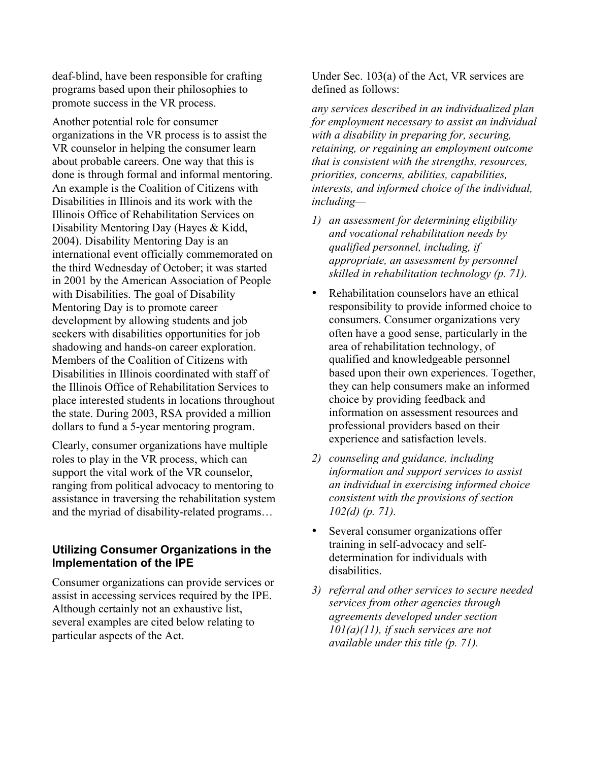deaf-blind, have been responsible for crafting programs based upon their philosophies to promote success in the VR process.

Another potential role for consumer organizations in the VR process is to assist the VR counselor in helping the consumer learn about probable careers. One way that this is done is through formal and informal mentoring. An example is the Coalition of Citizens with Disabilities in Illinois and its work with the Illinois Office of Rehabilitation Services on Disability Mentoring Day (Hayes & Kidd, 2004). Disability Mentoring Day is an international event officially commemorated on the third Wednesday of October; it was started in 2001 by the American Association of People with Disabilities. The goal of Disability Mentoring Day is to promote career development by allowing students and job seekers with disabilities opportunities for job shadowing and hands-on career exploration. Members of the Coalition of Citizens with Disabilities in Illinois coordinated with staff of the Illinois Office of Rehabilitation Services to place interested students in locations throughout the state. During 2003, RSA provided a million dollars to fund a 5-year mentoring program.

Clearly, consumer organizations have multiple roles to play in the VR process, which can support the vital work of the VR counselor, ranging from political advocacy to mentoring to assistance in traversing the rehabilitation system and the myriad of disability-related programs…

### Utilizing Consumer Organizations in the Implementation of the IPE

Consumer organizations can provide services or assist in accessing services required by the IPE. Although certainly not an exhaustive list, several examples are cited below relating to particular aspects of the Act.

Under Sec. 103(a) of the Act, VR services are defined as follows:

*any services described in an individualized plan for employment necessary to assist an individual with a disability in preparing for, securing, retaining, or regaining an employment outcome that is consistent with the strengths, resources, priorities, concerns, abilities, capabilities, interests, and informed choice of the individual, including—*

1) *an assessment for determining eligibility and vocational rehabilitation needs by qualified personnel, including, if appropriate, an assessment by personnel skilled in rehabilitation technology (p. 71).*

- Rehabilitation counselors have an ethical responsibility to provide informed choice to consumers. Consumer organizations very often have a good sense, particularly in the area of rehabilitation technology, of qualified and knowledgeable personnel based upon their own experiences. Together, they can help consumers make an informed choice by providing feedback and information on assessment resources and professional providers based on their experience and satisfaction levels.

2) *counseling and guidance, including information and support services to assist an individual in exercising informed choice consistent with the provisions of section 102(d) (p. 71).*

- Several consumer organizations offer training in self-advocacy and self-determination for individuals with disabilities.

3) *referral and other services to secure needed services from other agencies through agreements developed under section 101(a)(11), if such services are not available under this title (p. 71).*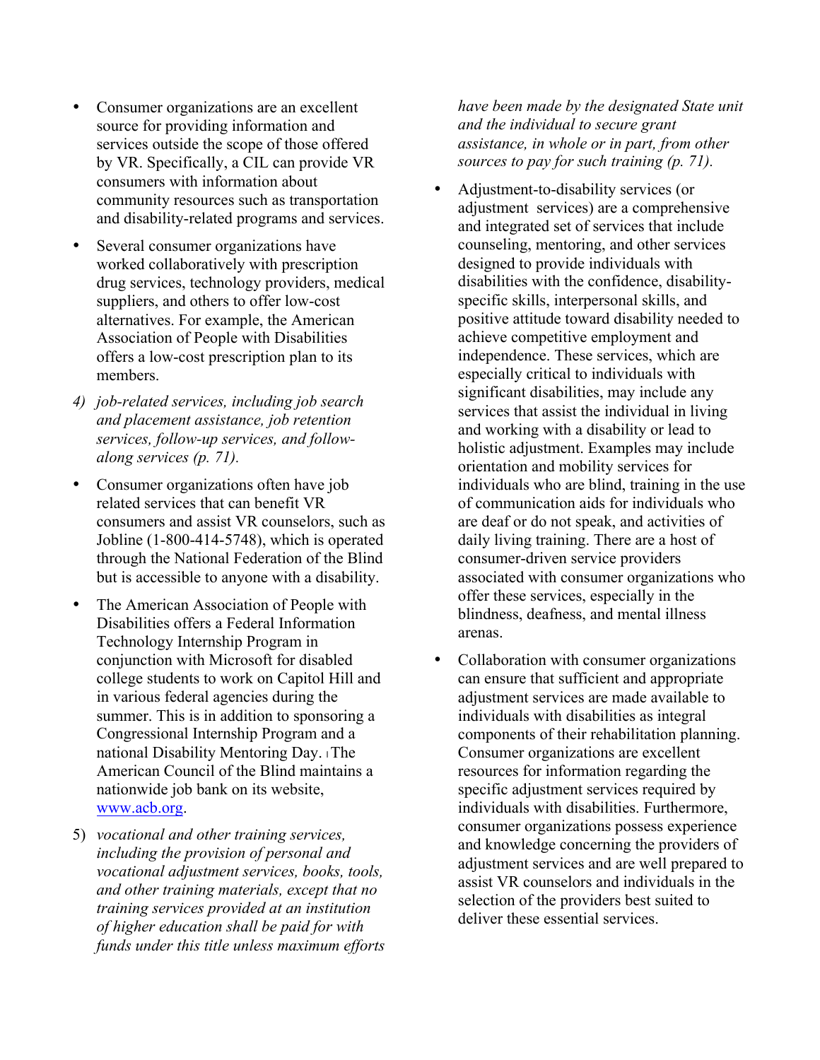- Consumer organizations are an excellent source for providing information and services outside the scope of those offered by VR. Specifically, a CIL can provide VR consumers with information about community resources such as transportation and disability-related programs and services.
- Several consumer organizations have worked collaboratively with prescription drug services, technology providers, medical suppliers, and others to offer low-cost alternatives. For example, the American Association of People with Disabilities offers a low-cost prescription plan to its members.

4) *job-related services, including job search and placement assistance, job retention services, follow-up services, and follow-along services (p. 71).*

- Consumer organizations often have job related services that can benefit VR consumers and assist VR counselors, such as Jobline (1-800-414-5748), which is operated through the National Federation of the Blind but is accessible to anyone with a disability.
- The American Association of People with Disabilities offers a Federal Information Technology Internship Program in conjunction with Microsoft for disabled college students to work on Capitol Hill and in various federal agencies during the summer. This is in addition to sponsoring a Congressional Internship Program and a national Disability Mentoring Day. The American Council of the Blind maintains a nationwide job bank on its website, [www.acb.org](http://www.acb.org).

5) *vocational and other training services, including the provision of personal and vocational adjustment services, books, tools, and other training materials, except that no training services provided at an institution of higher education shall be paid for with funds under this title unless maximum efforts have been made by the designated State unit and the individual to secure grant assistance, in whole or in part, from other sources to pay for such training (p. 71).*

- Adjustment-to-disability services (or adjustment services) are a comprehensive and integrated set of services that include counseling, mentoring, and other services designed to provide individuals with disabilities with the confidence, disability-specific skills, interpersonal skills, and positive attitude toward disability needed to achieve competitive employment and independence. These services, which are especially critical to individuals with significant disabilities, may include any services that assist the individual in living and working with a disability or lead to holistic adjustment. Examples may include orientation and mobility services for individuals who are blind, training in the use of communication aids for individuals who are deaf or do not speak, and activities of daily living training. There are a host of consumer-driven service providers associated with consumer organizations who offer these services, especially in the blindness, deafness, and mental illness arenas.
- Collaboration with consumer organizations can ensure that sufficient and appropriate adjustment services are made available to individuals with disabilities as integral components of their rehabilitation planning. Consumer organizations are excellent resources for information regarding the specific adjustment services required by individuals with disabilities. Furthermore, consumer organizations possess experience and knowledge concerning the providers of adjustment services and are well prepared to assist VR counselors and individuals in the selection of the providers best suited to deliver these essential services.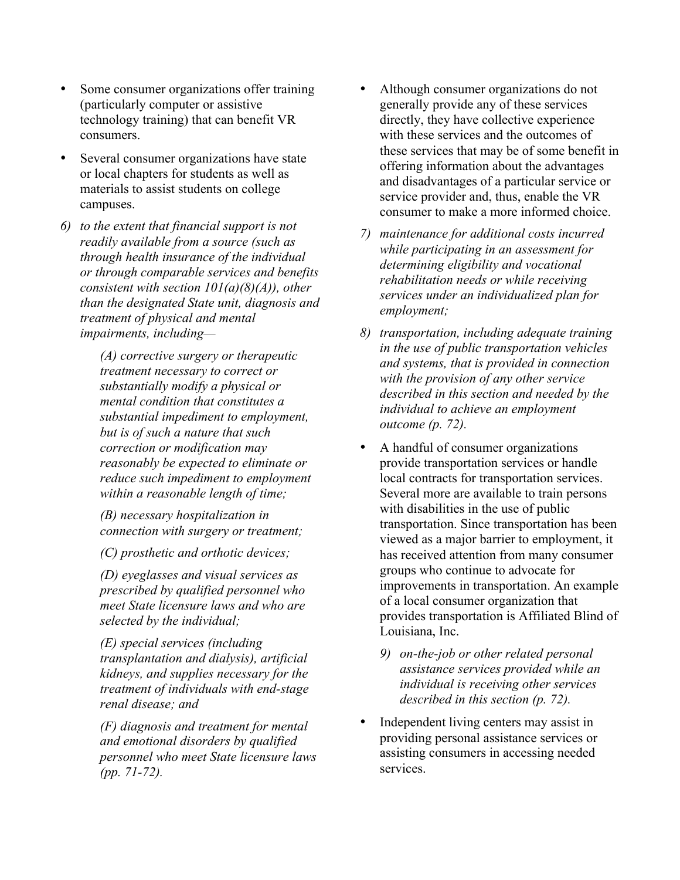- Some consumer organizations offer training (particularly computer or assistive technology training) that can benefit VR consumers.
- Several consumer organizations have state or local chapters for students as well as materials to assist students on college campuses.

6) *to the extent that financial support is not readily available from a source (such as through health insurance of the individual or through comparable services and benefits consistent with section 101(a)(8)(A)), other than the designated State unit, diagnosis and treatment of physical and mental impairments, including—*

   *(A) corrective surgery or therapeutic treatment necessary to correct or substantially modify a physical or mental condition that constitutes a substantial impediment to employment, but is of such a nature that such correction or modification may reasonably be expected to eliminate or reduce such impediment to employment within a reasonable length of time;*

   *(B) necessary hospitalization in connection with surgery or treatment;*

   *(C) prosthetic and orthotic devices;*

   *(D) eyeglasses and visual services as prescribed by qualified personnel who meet State licensure laws and who are selected by the individual;*

   *(E) special services (including transplantation and dialysis), artificial kidneys, and supplies necessary for the treatment of individuals with end-stage renal disease; and*

   *(F) diagnosis and treatment for mental and emotional disorders by qualified personnel who meet State licensure laws (pp. 71-72).*

- Although consumer organizations do not generally provide any of these services directly, they have collective experience with these services and the outcomes of these services that may be of some benefit in offering information about the advantages and disadvantages of a particular service or service provider and, thus, enable the VR consumer to make a more informed choice.

7) *maintenance for additional costs incurred while participating in an assessment for determining eligibility and vocational rehabilitation needs or while receiving services under an individualized plan for employment;*

8) *transportation, including adequate training in the use of public transportation vehicles and systems, that is provided in connection with the provision of any other service described in this section and needed by the individual to achieve an employment outcome (p. 72).*

- A handful of consumer organizations provide transportation services or handle local contracts for transportation services. Several more are available to train persons with disabilities in the use of public transportation. Since transportation has been viewed as a major barrier to employment, it has received attention from many consumer groups who continue to advocate for improvements in transportation. An example of a local consumer organization that provides transportation is Affiliated Blind of Louisiana, Inc.

9) *on-the-job or other related personal assistance services provided while an individual is receiving other services described in this section (p. 72).*

- Independent living centers may assist in providing personal assistance services or assisting consumers in accessing needed services.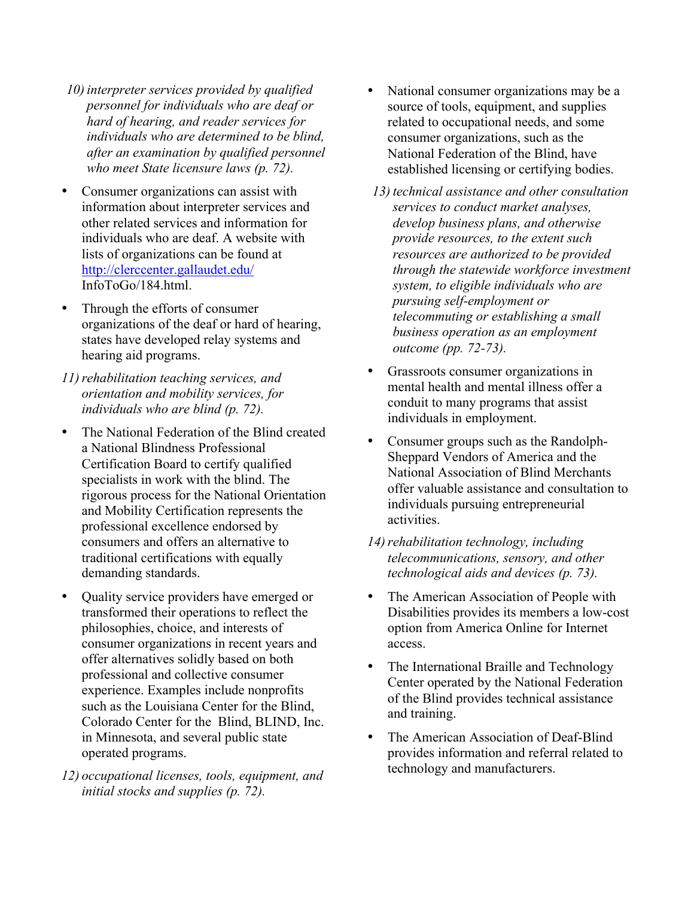10) *interpreter services provided by qualified personnel for individuals who are deaf or hard of hearing, and reader services for individuals who are determined to be blind, after an examination by qualified personnel who meet State licensure laws (p. 72).*

- Consumer organizations can assist with information about interpreter services and other related services and information for individuals who are deaf. A website with lists of organizations can be found at http://clerccenter.gallaudet.edu/InfoToGo/184.html.
- Through the efforts of consumer organizations of the deaf or hard of hearing, states have developed relay systems and hearing aid programs.

11) *rehabilitation teaching services, and orientation and mobility services, for individuals who are blind (p. 72).*

- The National Federation of the Blind created a National Blindness Professional Certification Board to certify qualified specialists in work with the blind. The rigorous process for the National Orientation and Mobility Certification represents the professional excellence endorsed by consumers and offers an alternative to traditional certifications with equally demanding standards.
- Quality service providers have emerged or transformed their operations to reflect the philosophies, choice, and interests of consumer organizations in recent years and offer alternatives solidly based on both professional and collective consumer experience. Examples include nonprofits such as the Louisiana Center for the Blind, Colorado Center for the Blind, BLIND, Inc. in Minnesota, and several public state operated programs.

12) *occupational licenses, tools, equipment, and initial stocks and supplies (p. 72).*

- National consumer organizations may be a source of tools, equipment, and supplies related to occupational needs, and some consumer organizations, such as the National Federation of the Blind, have established licensing or certifying bodies.

13) *technical assistance and other consultation services to conduct market analyses, develop business plans, and otherwise provide resources, to the extent such resources are authorized to be provided through the statewide workforce investment system, to eligible individuals who are pursuing self-employment or telecommuting or establishing a small business operation as an employment outcome (pp. 72-73).*

- Grassroots consumer organizations in mental health and mental illness offer a conduit to many programs that assist individuals in employment.
- Consumer groups such as the Randolph-Sheppard Vendors of America and the National Association of Blind Merchants offer valuable assistance and consultation to individuals pursuing entrepreneurial activities.

14) *rehabilitation technology, including telecommunications, sensory, and other technological aids and devices (p. 73).*

- The American Association of People with Disabilities provides its members a low-cost option from America Online for Internet access.
- The International Braille and Technology Center operated by the National Federation of the Blind provides technical assistance and training.
- The American Association of Deaf-Blind provides information and referral related to technology and manufacturers.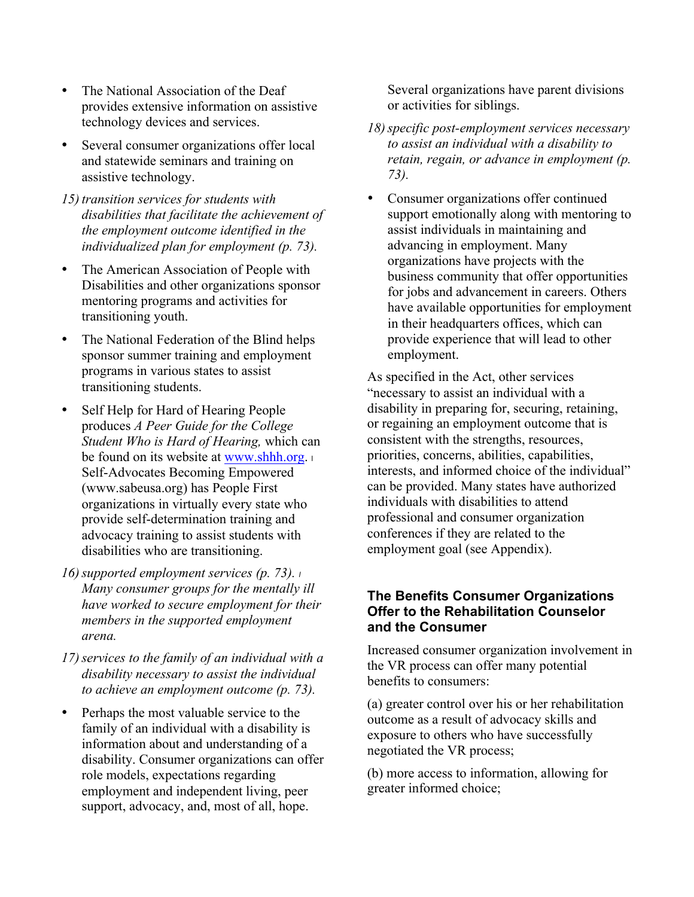- The National Association of the Deaf provides extensive information on assistive technology devices and services.
- Several consumer organizations offer local and statewide seminars and training on assistive technology.

*15) transition services for students with disabilities that facilitate the achievement of the employment outcome identified in the individualized plan for employment (p. 73).*

- The American Association of People with Disabilities and other organizations sponsor mentoring programs and activities for transitioning youth.
- The National Federation of the Blind helps sponsor summer training and employment programs in various states to assist transitioning students.
- Self Help for Hard of Hearing People produces *A Peer Guide for the College Student Who is Hard of Hearing,* which can be found on its website at [www.shhh.org](http://www.shhh.org). Self-Advocates Becoming Empowered (www.sabeusa.org) has People First organizations in virtually every state who provide self-determination training and advocacy training to assist students with disabilities who are transitioning.

*16) supported employment services (p. 73). Many consumer groups for the mentally ill have worked to secure employment for their members in the supported employment arena.*

*17) services to the family of an individual with a disability necessary to assist the individual to achieve an employment outcome (p. 73).*

- Perhaps the most valuable service to the family of an individual with a disability is information about and understanding of a disability. Consumer organizations can offer role models, expectations regarding employment and independent living, peer support, advocacy, and, most of all, hope. Several organizations have parent divisions or activities for siblings.

*18) specific post-employment services necessary to assist an individual with a disability to retain, regain, or advance in employment (p. 73).*

- Consumer organizations offer continued support emotionally along with mentoring to assist individuals in maintaining and advancing in employment. Many organizations have projects with the business community that offer opportunities for jobs and advancement in careers. Others have available opportunities for employment in their headquarters offices, which can provide experience that will lead to other employment.

As specified in the Act, other services "necessary to assist an individual with a disability in preparing for, securing, retaining, or regaining an employment outcome that is consistent with the strengths, resources, priorities, concerns, abilities, capabilities, interests, and informed choice of the individual" can be provided. Many states have authorized individuals with disabilities to attend professional and consumer organization conferences if they are related to the employment goal (see Appendix).

## The Benefits Consumer Organizations Offer to the Rehabilitation Counselor and the Consumer

Increased consumer organization involvement in the VR process can offer many potential benefits to consumers:

(a) greater control over his or her rehabilitation outcome as a result of advocacy skills and exposure to others who have successfully negotiated the VR process;

(b) more access to information, allowing for greater informed choice;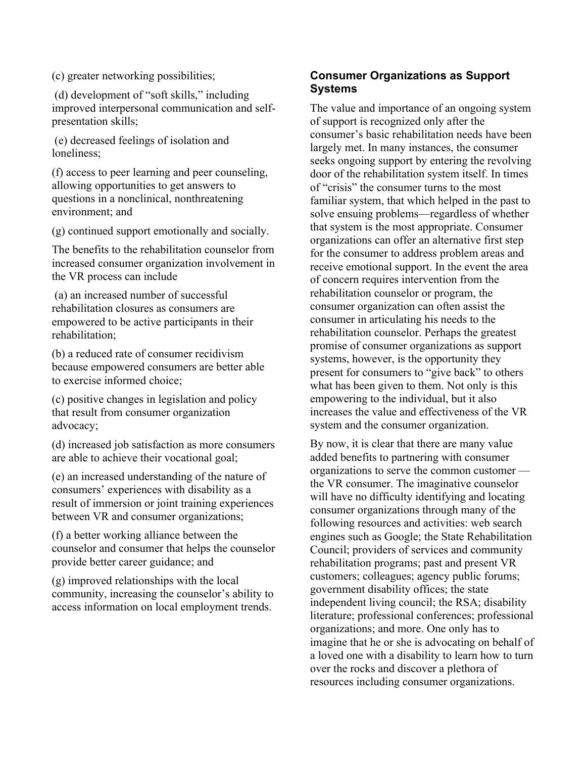(c) greater networking possibilities;

(d) development of "soft skills," including improved interpersonal communication and self-presentation skills;

(e) decreased feelings of isolation and loneliness;

(f) access to peer learning and peer counseling, allowing opportunities to get answers to questions in a nonclinical, nonthreatening environment; and

(g) continued support emotionally and socially.

The benefits to the rehabilitation counselor from increased consumer organization involvement in the VR process can include

(a) an increased number of successful rehabilitation closures as consumers are empowered to be active participants in their rehabilitation;

(b) a reduced rate of consumer recidivism because empowered consumers are better able to exercise informed choice;

(c) positive changes in legislation and policy that result from consumer organization advocacy;

(d) increased job satisfaction as more consumers are able to achieve their vocational goal;

(e) an increased understanding of the nature of consumers' experiences with disability as a result of immersion or joint training experiences between VR and consumer organizations;

(f) a better working alliance between the counselor and consumer that helps the counselor provide better career guidance; and

(g) improved relationships with the local community, increasing the counselor's ability to access information on local employment trends.

### Consumer Organizations as Support Systems

The value and importance of an ongoing system of support is recognized only after the consumer's basic rehabilitation needs have been largely met. In many instances, the consumer seeks ongoing support by entering the revolving door of the rehabilitation system itself. In times of "crisis" the consumer turns to the most familiar system, that which helped in the past to solve ensuing problems—regardless of whether that system is the most appropriate. Consumer organizations can offer an alternative first step for the consumer to address problem areas and receive emotional support. In the event the area of concern requires intervention from the rehabilitation counselor or program, the consumer organization can often assist the consumer in articulating his needs to the rehabilitation counselor. Perhaps the greatest promise of consumer organizations as support systems, however, is the opportunity they present for consumers to "give back" to others what has been given to them. Not only is this empowering to the individual, but it also increases the value and effectiveness of the VR system and the consumer organization.

By now, it is clear that there are many value added benefits to partnering with consumer organizations to serve the common customer — the VR consumer. The imaginative counselor will have no difficulty identifying and locating consumer organizations through many of the following resources and activities: web search engines such as Google; the State Rehabilitation Council; providers of services and community rehabilitation programs; past and present VR customers; colleagues; agency public forums; government disability offices; the state independent living council; the RSA; disability literature; professional conferences; professional organizations; and more. One only has to imagine that he or she is advocating on behalf of a loved one with a disability to learn how to turn over the rocks and discover a plethora of resources including consumer organizations.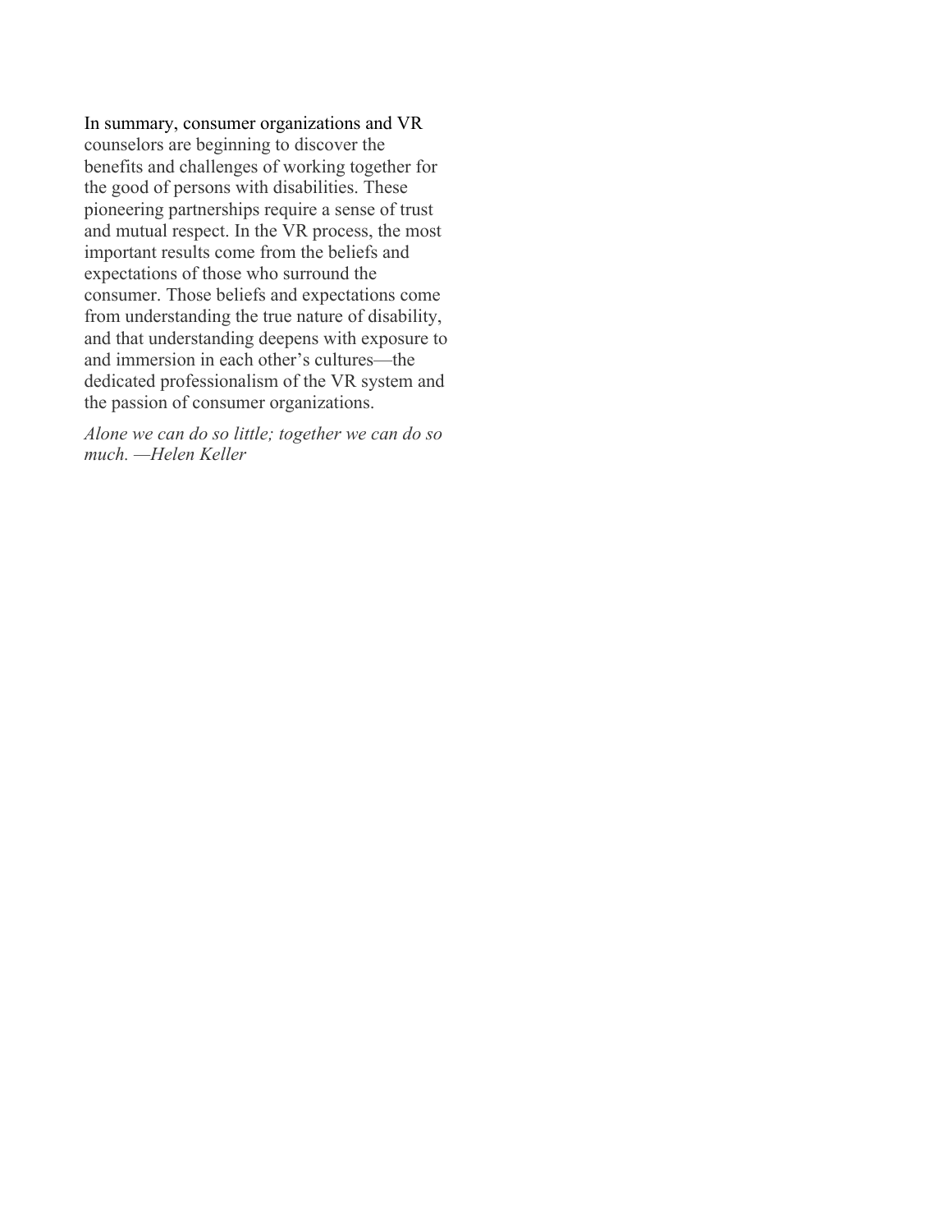In summary, consumer organizations and VR counselors are beginning to discover the benefits and challenges of working together for the good of persons with disabilities. These pioneering partnerships require a sense of trust and mutual respect. In the VR process, the most important results come from the beliefs and expectations of those who surround the consumer. Those beliefs and expectations come from understanding the true nature of disability, and that understanding deepens with exposure to and immersion in each other's cultures—the dedicated professionalism of the VR system and the passion of consumer organizations.

*Alone we can do so little; together we can do so much. —Helen Keller*